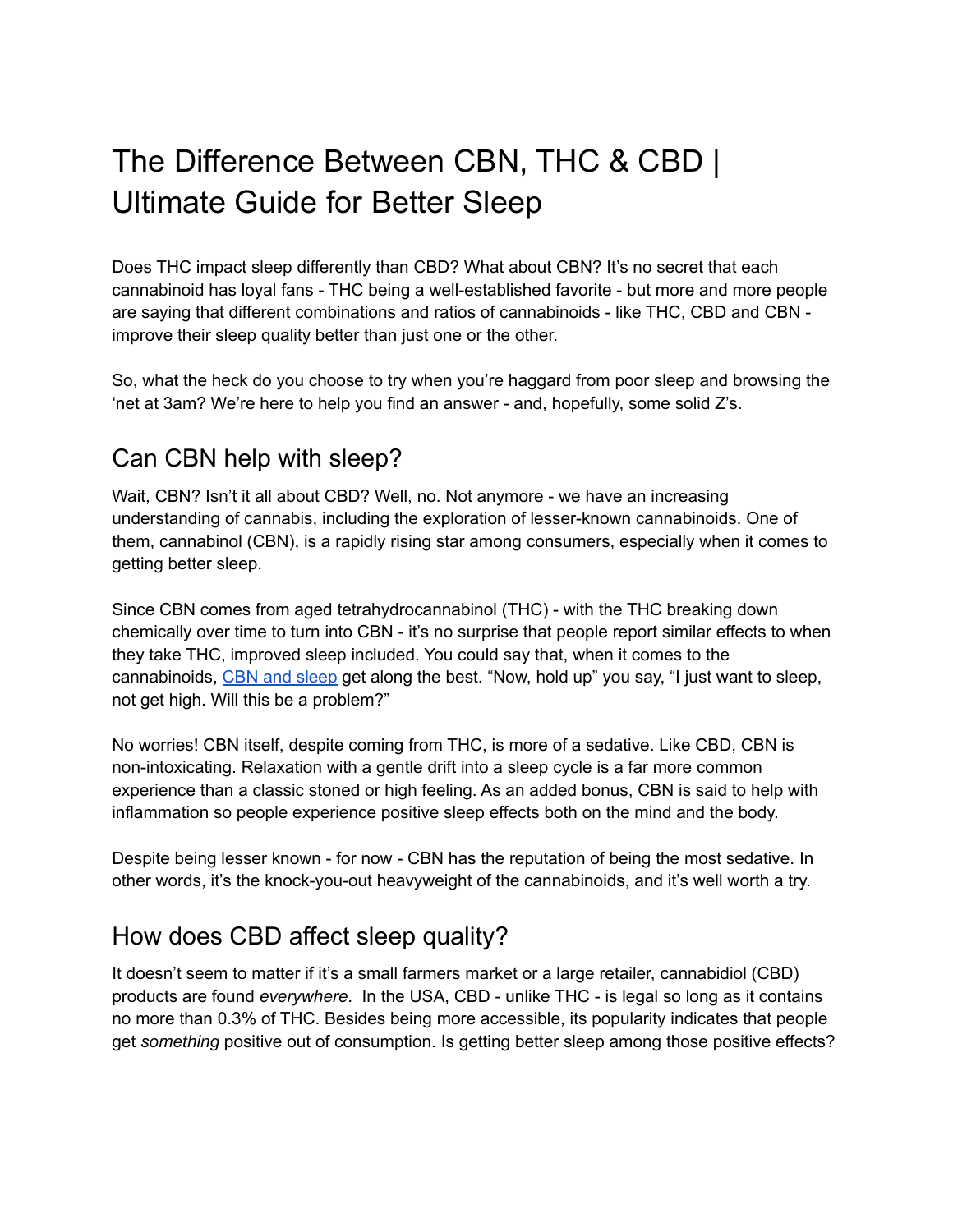# The Difference Between CBN, THC & CBD | Ultimate Guide for Better Sleep

Does THC impact sleep differently than CBD? What about CBN? It's no secret that each cannabinoid has loyal fans - THC being a well-established favorite - but more and more people are saying that different combinations and ratios of cannabinoids - like THC, CBD and CBN - improve their sleep quality better than just one or the other.

So, what the heck do you choose to try when you're haggard from poor sleep and browsing the 'net at 3am? We're here to help you find an answer - and, hopefully, some solid Z's.

## Can CBN help with sleep?

Wait, CBN? Isn't it all about CBD? Well, no. Not anymore - we have an increasing understanding of cannabis, including the exploration of lesser-known cannabinoids. One of them, cannabinol (CBN), is a rapidly rising star among consumers, especially when it comes to getting better sleep.

Since CBN comes from aged tetrahydrocannabinol (THC) - with the THC breaking down chemically over time to turn into CBN - it's no surprise that people report similar effects to when they take THC, improved sleep included. You could say that, when it comes to the cannabinoids, CBN and sleep get along the best. "Now, hold up" you say, "I just want to sleep, not get high. Will this be a problem?"

No worries! CBN itself, despite coming from THC, is more of a sedative. Like CBD, CBN is non-intoxicating. Relaxation with a gentle drift into a sleep cycle is a far more common experience than a classic stoned or high feeling. As an added bonus, CBN is said to help with inflammation so people experience positive sleep effects both on the mind and the body.

Despite being lesser known - for now - CBN has the reputation of being the most sedative. In other words, it's the knock-you-out heavyweight of the cannabinoids, and it's well worth a try.

## How does CBD affect sleep quality?

It doesn't seem to matter if it's a small farmers market or a large retailer, cannabidiol (CBD) products are found *everywhere*. In the USA, CBD - unlike THC - is legal so long as it contains no more than 0.3% of THC. Besides being more accessible, its popularity indicates that people get *something* positive out of consumption. Is getting better sleep among those positive effects?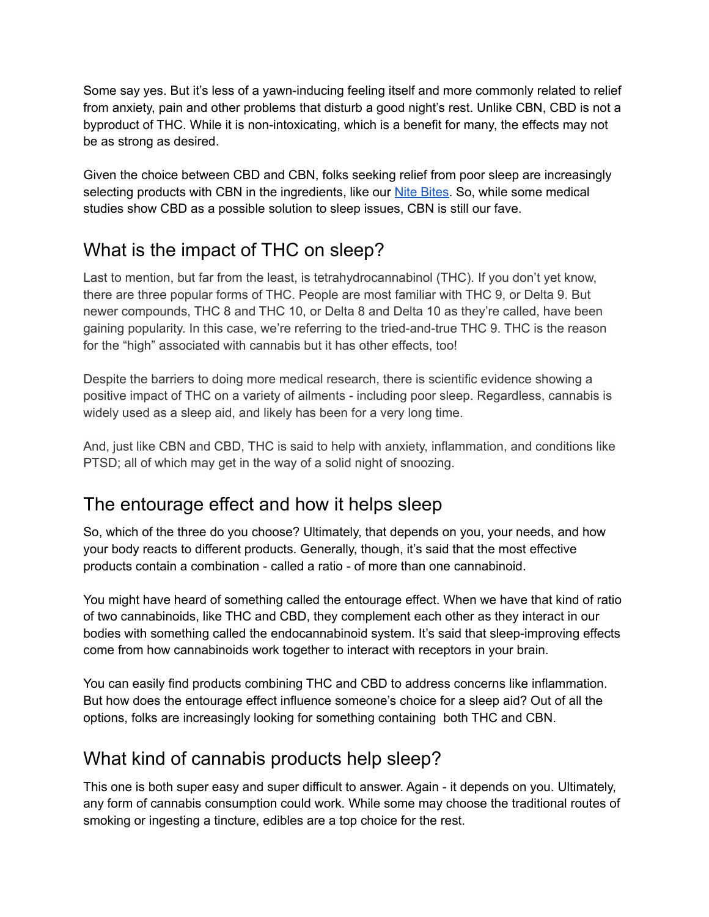Some say yes. But it's less of a yawn-inducing feeling itself and more commonly related to relief from anxiety, pain and other problems that disturb a good night's rest. Unlike CBN, CBD is not a byproduct of THC. While it is non-intoxicating, which is a benefit for many, the effects may not be as strong as desired.

Given the choice between CBD and CBN, folks seeking relief from poor sleep are increasingly selecting products with CBN in the ingredients, like our [Nite Bites](). So, while some medical studies show CBD as a possible solution to sleep issues, CBN is still our fave.

## What is the impact of THC on sleep?

Last to mention, but far from the least, is tetrahydrocannabinol (THC). If you don't yet know, there are three popular forms of THC. People are most familiar with THC 9, or Delta 9. But newer compounds, THC 8 and THC 10, or Delta 8 and Delta 10 as they're called, have been gaining popularity. In this case, we're referring to the tried-and-true THC 9. THC is the reason for the "high" associated with cannabis but it has other effects, too!

Despite the barriers to doing more medical research, there is scientific evidence showing a positive impact of THC on a variety of ailments - including poor sleep. Regardless, cannabis is widely used as a sleep aid, and likely has been for a very long time.

And, just like CBN and CBD, THC is said to help with anxiety, inflammation, and conditions like PTSD; all of which may get in the way of a solid night of snoozing.

## The entourage effect and how it helps sleep

So, which of the three do you choose? Ultimately, that depends on you, your needs, and how your body reacts to different products. Generally, though, it's said that the most effective products contain a combination - called a ratio - of more than one cannabinoid.

You might have heard of something called the entourage effect. When we have that kind of ratio of two cannabinoids, like THC and CBD, they complement each other as they interact in our bodies with something called the endocannabinoid system. It's said that sleep-improving effects come from how cannabinoids work together to interact with receptors in your brain.

You can easily find products combining THC and CBD to address concerns like inflammation. But how does the entourage effect influence someone's choice for a sleep aid? Out of all the options, folks are increasingly looking for something containing both THC and CBN.

## What kind of cannabis products help sleep?

This one is both super easy and super difficult to answer. Again - it depends on you. Ultimately, any form of cannabis consumption could work. While some may choose the traditional routes of smoking or ingesting a tincture, edibles are a top choice for the rest.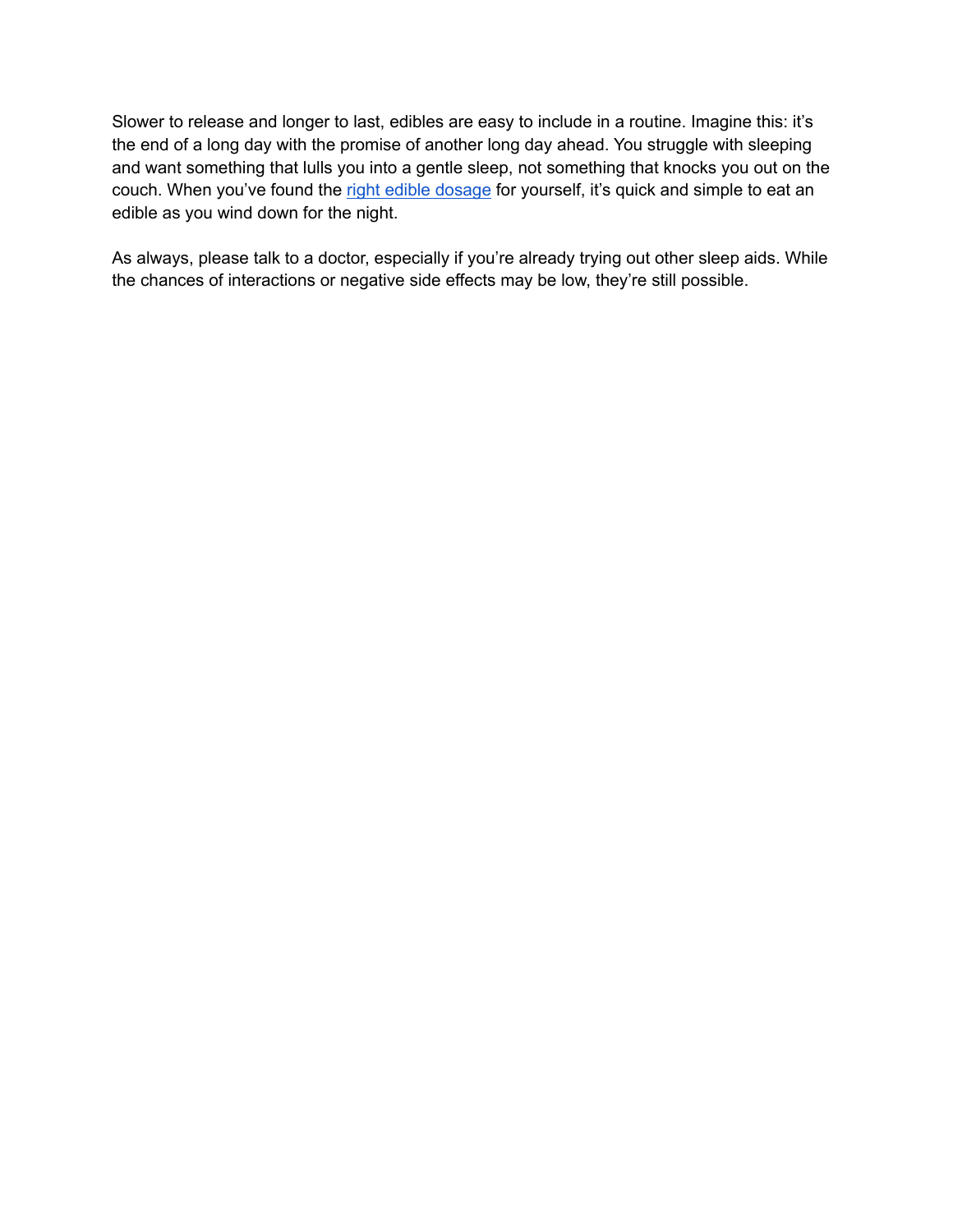Slower to release and longer to last, edibles are easy to include in a routine. Imagine this: it's the end of a long day with the promise of another long day ahead. You struggle with sleeping and want something that lulls you into a gentle sleep, not something that knocks you out on the couch. When you've found the right edible dosage for yourself, it's quick and simple to eat an edible as you wind down for the night.

As always, please talk to a doctor, especially if you're already trying out other sleep aids. While the chances of interactions or negative side effects may be low, they're still possible.